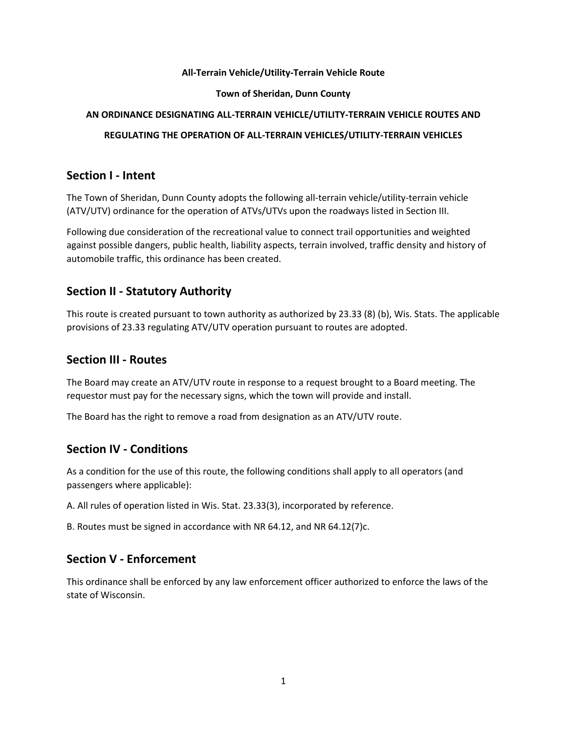**All-Terrain Vehicle/Utility-Terrain Vehicle Route**

**Town of Sheridan, Dunn County**

**AN ORDINANCE DESIGNATING ALL-TERRAIN VEHICLE/UTILITY-TERRAIN VEHICLE ROUTES AND REGULATING THE OPERATION OF ALL-TERRAIN VEHICLES/UTILITY-TERRAIN VEHICLES**

## Section I - Intent

The Town of Sheridan, Dunn County adopts the following all-terrain vehicle/utility-terrain vehicle (ATV/UTV) ordinance for the operation of ATVs/UTVs upon the roadways listed in Section III.

Following due consideration of the recreational value to connect trail opportunities and weighted against possible dangers, public health, liability aspects, terrain involved, traffic density and history of automobile traffic, this ordinance has been created.

## Section II - Statutory Authority

This route is created pursuant to town authority as authorized by 23.33 (8) (b), Wis. Stats. The applicable provisions of 23.33 regulating ATV/UTV operation pursuant to routes are adopted.

## Section III - Routes

The Board may create an ATV/UTV route in response to a request brought to a Board meeting. The requestor must pay for the necessary signs, which the town will provide and install.

The Board has the right to remove a road from designation as an ATV/UTV route.

## Section IV - Conditions

As a condition for the use of this route, the following conditions shall apply to all operators (and passengers where applicable):

A. All rules of operation listed in Wis. Stat. 23.33(3), incorporated by reference.

B. Routes must be signed in accordance with NR 64.12, and NR 64.12(7)c.

## Section V - Enforcement

This ordinance shall be enforced by any law enforcement officer authorized to enforce the laws of the state of Wisconsin.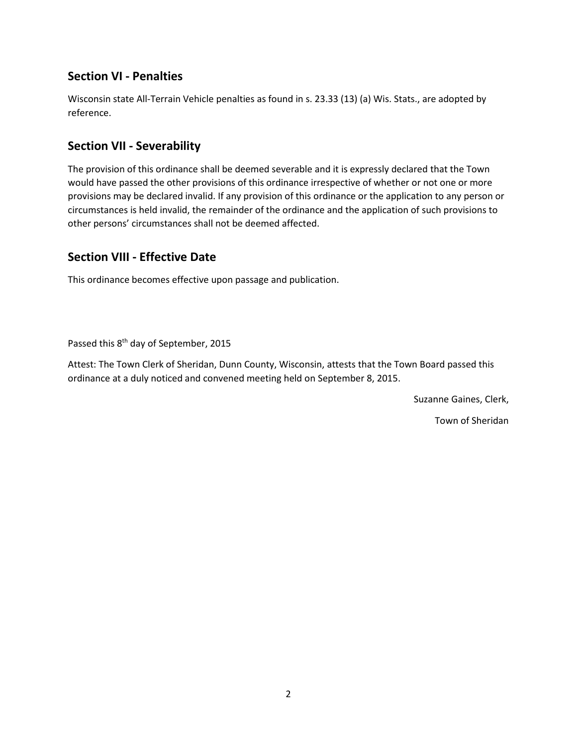## Section VI - Penalties

Wisconsin state All-Terrain Vehicle penalties as found in s. 23.33 (13) (a) Wis. Stats., are adopted by reference.

## Section VII - Severability

The provision of this ordinance shall be deemed severable and it is expressly declared that the Town would have passed the other provisions of this ordinance irrespective of whether or not one or more provisions may be declared invalid. If any provision of this ordinance or the application to any person or circumstances is held invalid, the remainder of the ordinance and the application of such provisions to other persons' circumstances shall not be deemed affected.

## Section VIII - Effective Date

This ordinance becomes effective upon passage and publication.

Passed this 8th day of September, 2015

Attest: The Town Clerk of Sheridan, Dunn County, Wisconsin, attests that the Town Board passed this ordinance at a duly noticed and convened meeting held on September 8, 2015.

Suzanne Gaines, Clerk,

Town of Sheridan